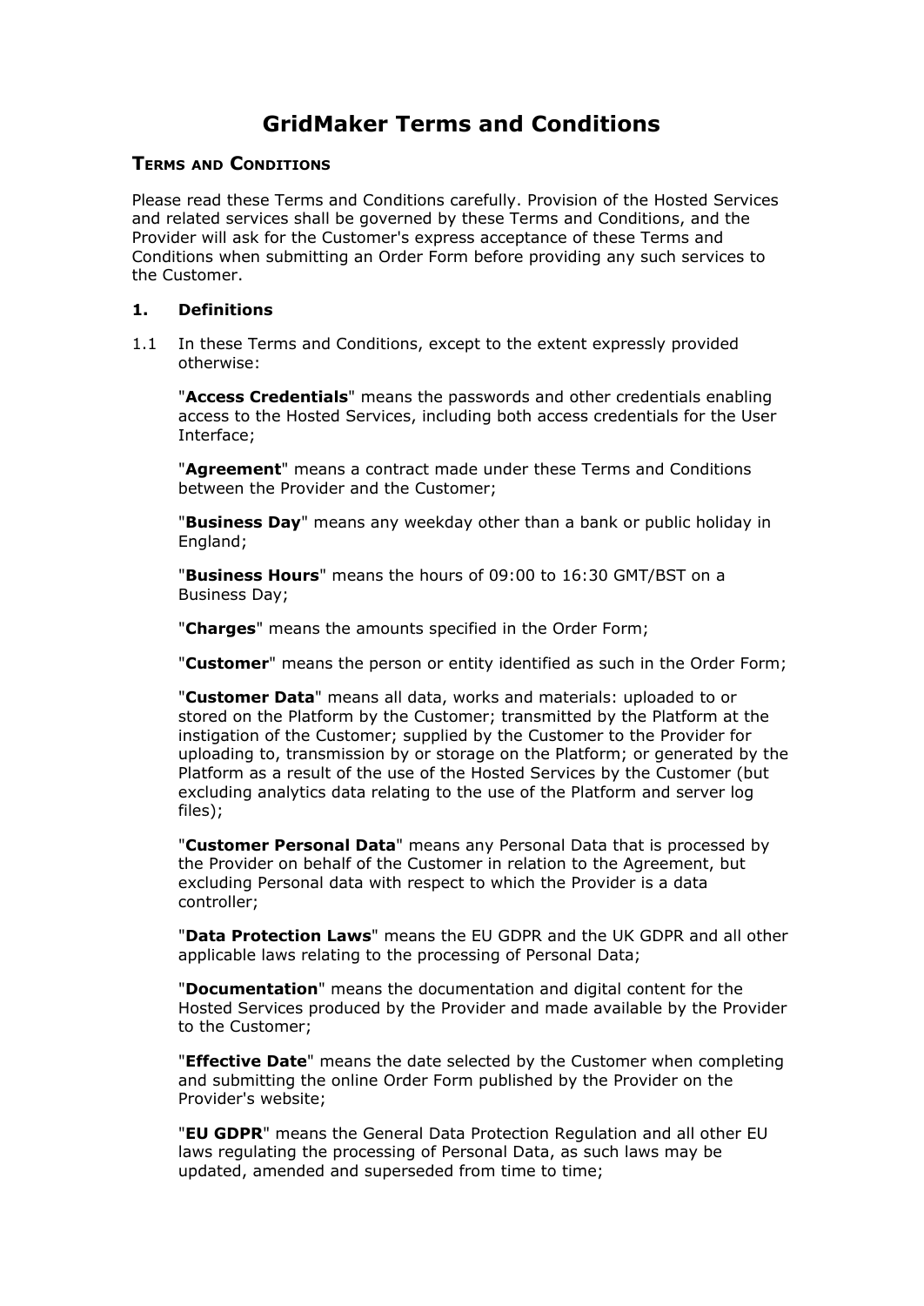# GridMaker Terms and Conditions

## Terms and Conditions

Please read these Terms and Conditions carefully. Provision of the Hosted Services and related services shall be governed by these Terms and Conditions, and the Provider will ask for the Customer's express acceptance of these Terms and Conditions when submitting an Order Form before providing any such services to the Customer.

### 1. Definitions

1.1 In these Terms and Conditions, except to the extent expressly provided otherwise:

"**Access Credentials**" means the passwords and other credentials enabling access to the Hosted Services, including both access credentials for the User Interface;

"**Agreement**" means a contract made under these Terms and Conditions between the Provider and the Customer;

"**Business Day**" means any weekday other than a bank or public holiday in England;

"**Business Hours**" means the hours of 09:00 to 16:30 GMT/BST on a Business Day;

"**Charges**" means the amounts specified in the Order Form;

"**Customer**" means the person or entity identified as such in the Order Form;

"**Customer Data**" means all data, works and materials: uploaded to or stored on the Platform by the Customer; transmitted by the Platform at the instigation of the Customer; supplied by the Customer to the Provider for uploading to, transmission by or storage on the Platform; or generated by the Platform as a result of the use of the Hosted Services by the Customer (but excluding analytics data relating to the use of the Platform and server log files);

"**Customer Personal Data**" means any Personal Data that is processed by the Provider on behalf of the Customer in relation to the Agreement, but excluding Personal data with respect to which the Provider is a data controller;

"**Data Protection Laws**" means the EU GDPR and the UK GDPR and all other applicable laws relating to the processing of Personal Data;

"**Documentation**" means the documentation and digital content for the Hosted Services produced by the Provider and made available by the Provider to the Customer;

"**Effective Date**" means the date selected by the Customer when completing and submitting the online Order Form published by the Provider on the Provider's website;

"**EU GDPR**" means the General Data Protection Regulation and all other EU laws regulating the processing of Personal Data, as such laws may be updated, amended and superseded from time to time;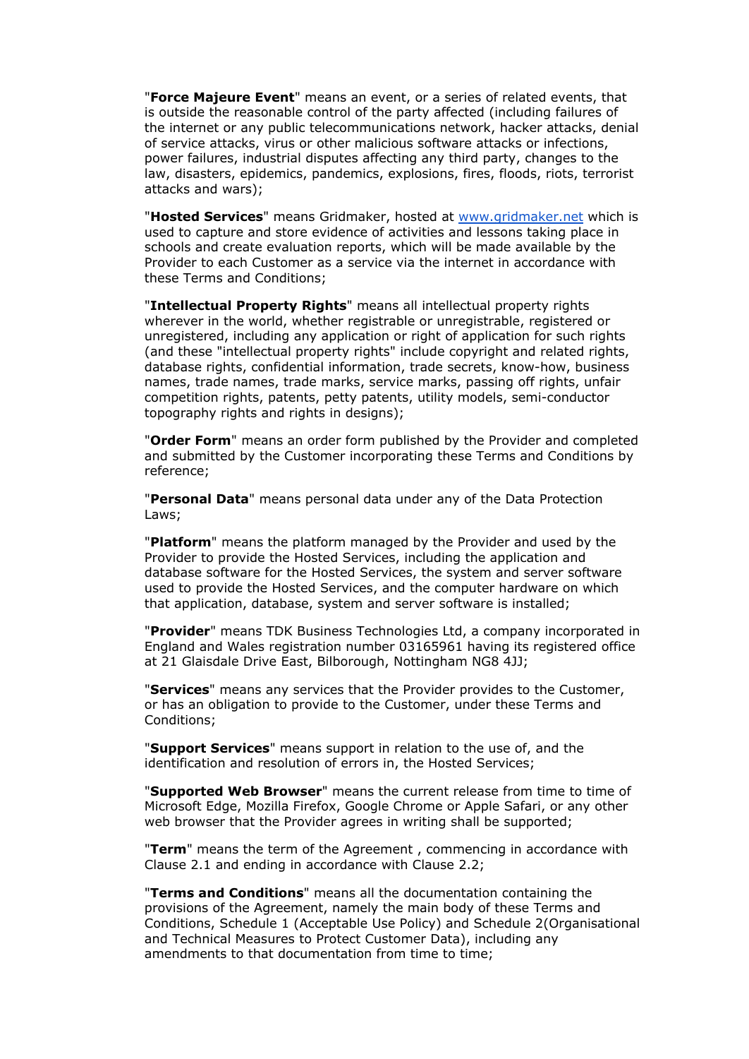"**Force Majeure Event**" means an event, or a series of related events, that is outside the reasonable control of the party affected (including failures of the internet or any public telecommunications network, hacker attacks, denial of service attacks, virus or other malicious software attacks or infections, power failures, industrial disputes affecting any third party, changes to the law, disasters, epidemics, pandemics, explosions, fires, floods, riots, terrorist attacks and wars);

"**Hosted Services**" means Gridmaker, hosted at www.gridmaker.net which is used to capture and store evidence of activities and lessons taking place in schools and create evaluation reports, which will be made available by the Provider to each Customer as a service via the internet in accordance with these Terms and Conditions;

"**Intellectual Property Rights**" means all intellectual property rights wherever in the world, whether registrable or unregistrable, registered or unregistered, including any application or right of application for such rights (and these "intellectual property rights" include copyright and related rights, database rights, confidential information, trade secrets, know-how, business names, trade names, trade marks, service marks, passing off rights, unfair competition rights, patents, petty patents, utility models, semi-conductor topography rights and rights in designs);

"**Order Form**" means an order form published by the Provider and completed and submitted by the Customer incorporating these Terms and Conditions by reference;

"**Personal Data**" means personal data under any of the Data Protection Laws;

"**Platform**" means the platform managed by the Provider and used by the Provider to provide the Hosted Services, including the application and database software for the Hosted Services, the system and server software used to provide the Hosted Services, and the computer hardware on which that application, database, system and server software is installed;

"**Provider**" means TDK Business Technologies Ltd, a company incorporated in England and Wales registration number 03165961 having its registered office at 21 Glaisdale Drive East, Bilborough, Nottingham NG8 4JJ;

"**Services**" means any services that the Provider provides to the Customer, or has an obligation to provide to the Customer, under these Terms and Conditions;

"**Support Services**" means support in relation to the use of, and the identification and resolution of errors in, the Hosted Services;

"**Supported Web Browser**" means the current release from time to time of Microsoft Edge, Mozilla Firefox, Google Chrome or Apple Safari, or any other web browser that the Provider agrees in writing shall be supported;

"**Term**" means the term of the Agreement , commencing in accordance with Clause 2.1 and ending in accordance with Clause 2.2;

"**Terms and Conditions**" means all the documentation containing the provisions of the Agreement, namely the main body of these Terms and Conditions, Schedule 1 (Acceptable Use Policy) and Schedule 2(Organisational and Technical Measures to Protect Customer Data), including any amendments to that documentation from time to time;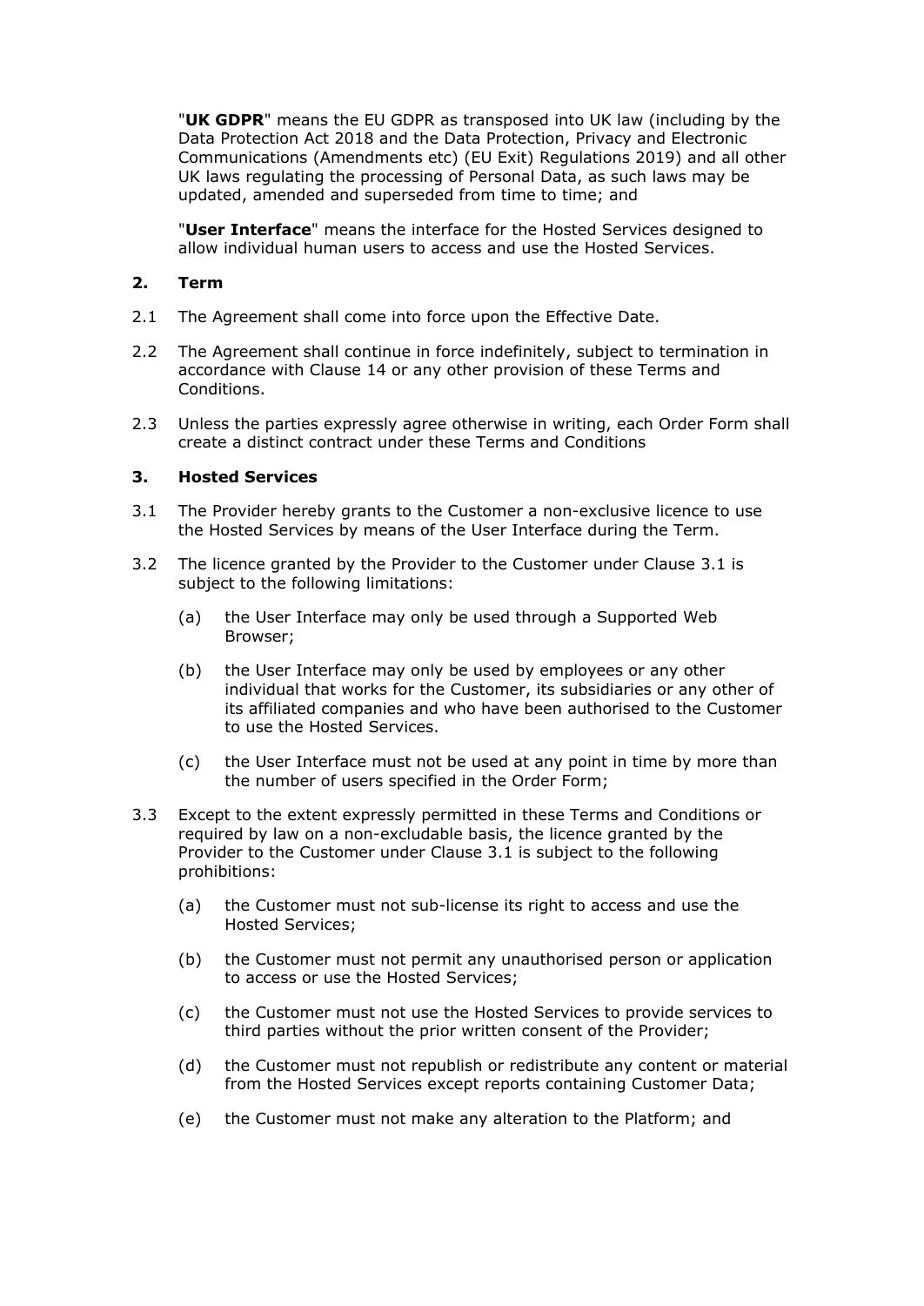"**UK GDPR**" means the EU GDPR as transposed into UK law (including by the Data Protection Act 2018 and the Data Protection, Privacy and Electronic Communications (Amendments etc) (EU Exit) Regulations 2019) and all other UK laws regulating the processing of Personal Data, as such laws may be updated, amended and superseded from time to time; and

"**User Interface**" means the interface for the Hosted Services designed to allow individual human users to access and use the Hosted Services.

## 2. Term

2.1 The Agreement shall come into force upon the Effective Date.

2.2 The Agreement shall continue in force indefinitely, subject to termination in accordance with Clause 14 or any other provision of these Terms and Conditions.

2.3 Unless the parties expressly agree otherwise in writing, each Order Form shall create a distinct contract under these Terms and Conditions

## 3. Hosted Services

3.1 The Provider hereby grants to the Customer a non-exclusive licence to use the Hosted Services by means of the User Interface during the Term.

3.2 The licence granted by the Provider to the Customer under Clause 3.1 is subject to the following limitations:

(a) the User Interface may only be used through a Supported Web Browser;

(b) the User Interface may only be used by employees or any other individual that works for the Customer, its subsidiaries or any other of its affiliated companies and who have been authorised to the Customer to use the Hosted Services.

(c) the User Interface must not be used at any point in time by more than the number of users specified in the Order Form;

3.3 Except to the extent expressly permitted in these Terms and Conditions or required by law on a non-excludable basis, the licence granted by the Provider to the Customer under Clause 3.1 is subject to the following prohibitions:

(a) the Customer must not sub-license its right to access and use the Hosted Services;

(b) the Customer must not permit any unauthorised person or application to access or use the Hosted Services;

(c) the Customer must not use the Hosted Services to provide services to third parties without the prior written consent of the Provider;

(d) the Customer must not republish or redistribute any content or material from the Hosted Services except reports containing Customer Data;

(e) the Customer must not make any alteration to the Platform; and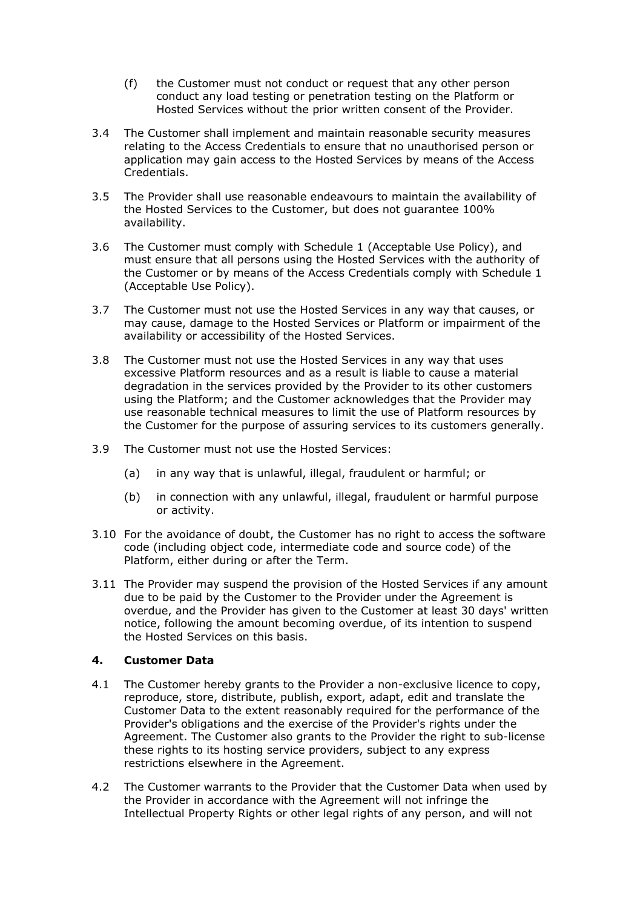(f) the Customer must not conduct or request that any other person conduct any load testing or penetration testing on the Platform or Hosted Services without the prior written consent of the Provider.

3.4 The Customer shall implement and maintain reasonable security measures relating to the Access Credentials to ensure that no unauthorised person or application may gain access to the Hosted Services by means of the Access Credentials.

3.5 The Provider shall use reasonable endeavours to maintain the availability of the Hosted Services to the Customer, but does not guarantee 100% availability.

3.6 The Customer must comply with Schedule 1 (Acceptable Use Policy), and must ensure that all persons using the Hosted Services with the authority of the Customer or by means of the Access Credentials comply with Schedule 1 (Acceptable Use Policy).

3.7 The Customer must not use the Hosted Services in any way that causes, or may cause, damage to the Hosted Services or Platform or impairment of the availability or accessibility of the Hosted Services.

3.8 The Customer must not use the Hosted Services in any way that uses excessive Platform resources and as a result is liable to cause a material degradation in the services provided by the Provider to its other customers using the Platform; and the Customer acknowledges that the Provider may use reasonable technical measures to limit the use of Platform resources by the Customer for the purpose of assuring services to its customers generally.

3.9 The Customer must not use the Hosted Services:

(a) in any way that is unlawful, illegal, fraudulent or harmful; or

(b) in connection with any unlawful, illegal, fraudulent or harmful purpose or activity.

3.10 For the avoidance of doubt, the Customer has no right to access the software code (including object code, intermediate code and source code) of the Platform, either during or after the Term.

3.11 The Provider may suspend the provision of the Hosted Services if any amount due to be paid by the Customer to the Provider under the Agreement is overdue, and the Provider has given to the Customer at least 30 days' written notice, following the amount becoming overdue, of its intention to suspend the Hosted Services on this basis.

## 4. Customer Data

4.1 The Customer hereby grants to the Provider a non-exclusive licence to copy, reproduce, store, distribute, publish, export, adapt, edit and translate the Customer Data to the extent reasonably required for the performance of the Provider's obligations and the exercise of the Provider's rights under the Agreement. The Customer also grants to the Provider the right to sub-license these rights to its hosting service providers, subject to any express restrictions elsewhere in the Agreement.

4.2 The Customer warrants to the Provider that the Customer Data when used by the Provider in accordance with the Agreement will not infringe the Intellectual Property Rights or other legal rights of any person, and will not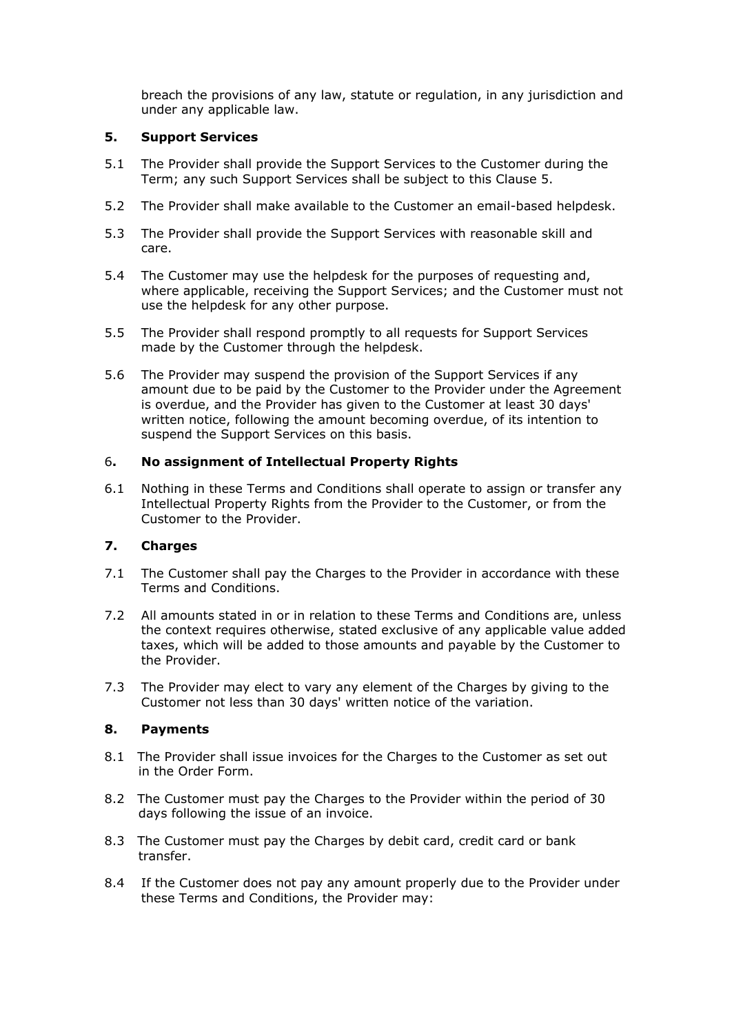breach the provisions of any law, statute or regulation, in any jurisdiction and under any applicable law.

## 5. Support Services

5.1 The Provider shall provide the Support Services to the Customer during the Term; any such Support Services shall be subject to this Clause 5.

5.2 The Provider shall make available to the Customer an email-based helpdesk.

5.3 The Provider shall provide the Support Services with reasonable skill and care.

5.4 The Customer may use the helpdesk for the purposes of requesting and, where applicable, receiving the Support Services; and the Customer must not use the helpdesk for any other purpose.

5.5 The Provider shall respond promptly to all requests for Support Services made by the Customer through the helpdesk.

5.6 The Provider may suspend the provision of the Support Services if any amount due to be paid by the Customer to the Provider under the Agreement is overdue, and the Provider has given to the Customer at least 30 days' written notice, following the amount becoming overdue, of its intention to suspend the Support Services on this basis.

## 6. No assignment of Intellectual Property Rights

6.1 Nothing in these Terms and Conditions shall operate to assign or transfer any Intellectual Property Rights from the Provider to the Customer, or from the Customer to the Provider.

## 7. Charges

7.1 The Customer shall pay the Charges to the Provider in accordance with these Terms and Conditions.

7.2 All amounts stated in or in relation to these Terms and Conditions are, unless the context requires otherwise, stated exclusive of any applicable value added taxes, which will be added to those amounts and payable by the Customer to the Provider.

7.3 The Provider may elect to vary any element of the Charges by giving to the Customer not less than 30 days' written notice of the variation.

## 8. Payments

8.1 The Provider shall issue invoices for the Charges to the Customer as set out in the Order Form.

8.2 The Customer must pay the Charges to the Provider within the period of 30 days following the issue of an invoice.

8.3 The Customer must pay the Charges by debit card, credit card or bank transfer.

8.4 If the Customer does not pay any amount properly due to the Provider under these Terms and Conditions, the Provider may: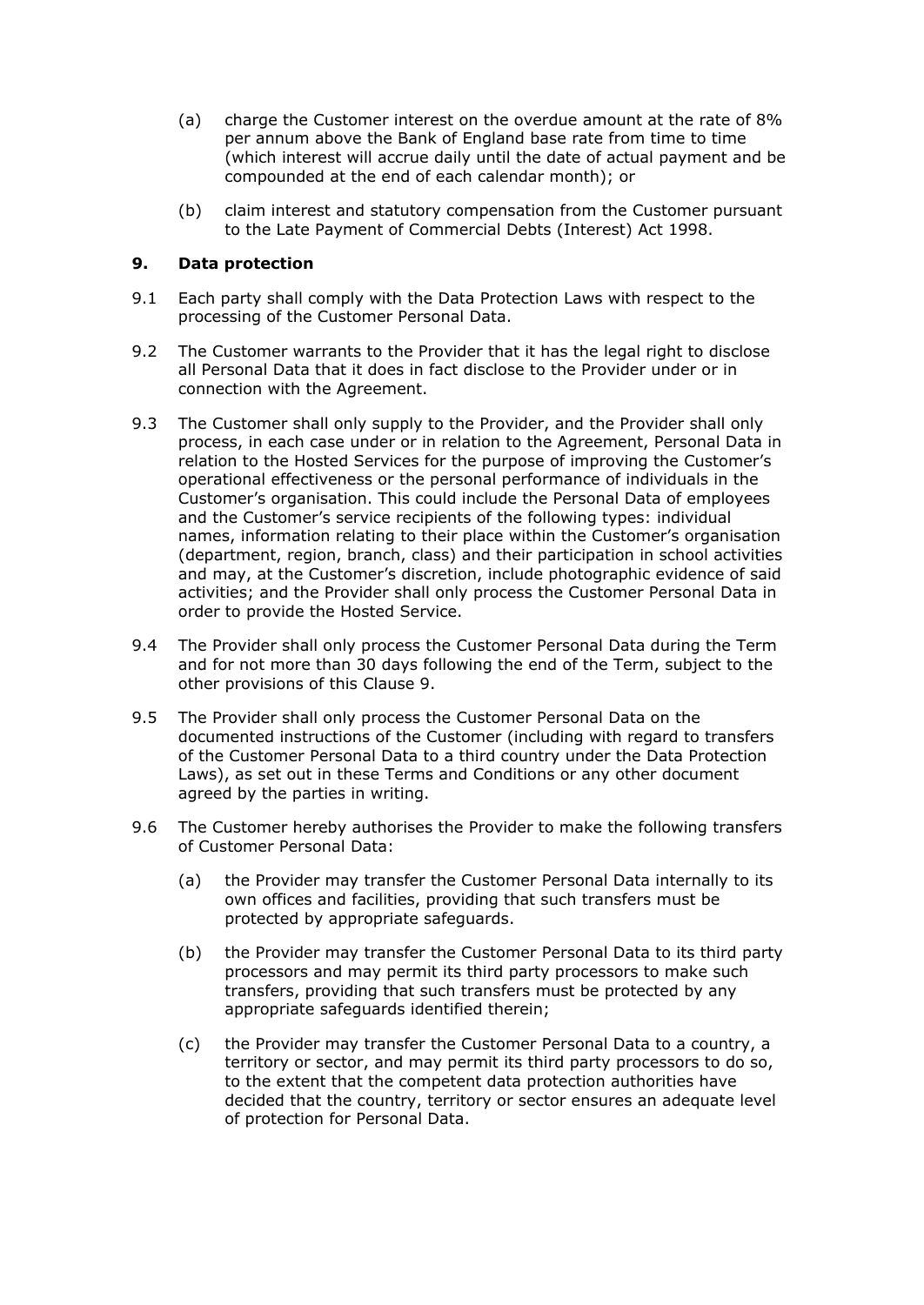(a) charge the Customer interest on the overdue amount at the rate of 8% per annum above the Bank of England base rate from time to time (which interest will accrue daily until the date of actual payment and be compounded at the end of each calendar month); or

(b) claim interest and statutory compensation from the Customer pursuant to the Late Payment of Commercial Debts (Interest) Act 1998.

## 9. Data protection

9.1 Each party shall comply with the Data Protection Laws with respect to the processing of the Customer Personal Data.

9.2 The Customer warrants to the Provider that it has the legal right to disclose all Personal Data that it does in fact disclose to the Provider under or in connection with the Agreement.

9.3 The Customer shall only supply to the Provider, and the Provider shall only process, in each case under or in relation to the Agreement, Personal Data in relation to the Hosted Services for the purpose of improving the Customer's operational effectiveness or the personal performance of individuals in the Customer's organisation. This could include the Personal Data of employees and the Customer's service recipients of the following types: individual names, information relating to their place within the Customer's organisation (department, region, branch, class) and their participation in school activities and may, at the Customer's discretion, include photographic evidence of said activities; and the Provider shall only process the Customer Personal Data in order to provide the Hosted Service.

9.4 The Provider shall only process the Customer Personal Data during the Term and for not more than 30 days following the end of the Term, subject to the other provisions of this Clause 9.

9.5 The Provider shall only process the Customer Personal Data on the documented instructions of the Customer (including with regard to transfers of the Customer Personal Data to a third country under the Data Protection Laws), as set out in these Terms and Conditions or any other document agreed by the parties in writing.

9.6 The Customer hereby authorises the Provider to make the following transfers of Customer Personal Data:

(a) the Provider may transfer the Customer Personal Data internally to its own offices and facilities, providing that such transfers must be protected by appropriate safeguards.

(b) the Provider may transfer the Customer Personal Data to its third party processors and may permit its third party processors to make such transfers, providing that such transfers must be protected by any appropriate safeguards identified therein;

(c) the Provider may transfer the Customer Personal Data to a country, a territory or sector, and may permit its third party processors to do so, to the extent that the competent data protection authorities have decided that the country, territory or sector ensures an adequate level of protection for Personal Data.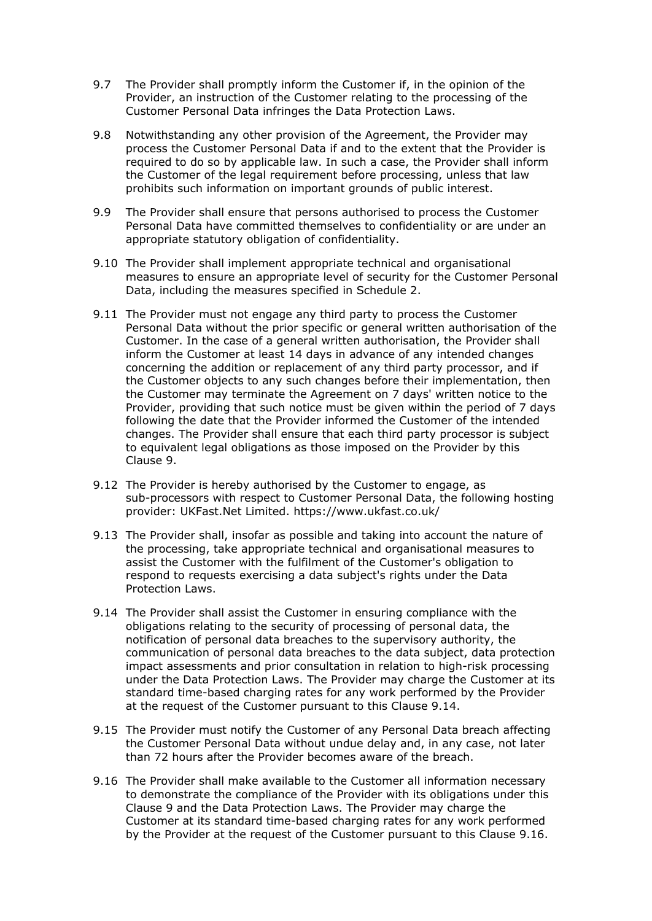9.7 The Provider shall promptly inform the Customer if, in the opinion of the Provider, an instruction of the Customer relating to the processing of the Customer Personal Data infringes the Data Protection Laws.

9.8 Notwithstanding any other provision of the Agreement, the Provider may process the Customer Personal Data if and to the extent that the Provider is required to do so by applicable law. In such a case, the Provider shall inform the Customer of the legal requirement before processing, unless that law prohibits such information on important grounds of public interest.

9.9 The Provider shall ensure that persons authorised to process the Customer Personal Data have committed themselves to confidentiality or are under an appropriate statutory obligation of confidentiality.

9.10 The Provider shall implement appropriate technical and organisational measures to ensure an appropriate level of security for the Customer Personal Data, including the measures specified in Schedule 2.

9.11 The Provider must not engage any third party to process the Customer Personal Data without the prior specific or general written authorisation of the Customer. In the case of a general written authorisation, the Provider shall inform the Customer at least 14 days in advance of any intended changes concerning the addition or replacement of any third party processor, and if the Customer objects to any such changes before their implementation, then the Customer may terminate the Agreement on 7 days' written notice to the Provider, providing that such notice must be given within the period of 7 days following the date that the Provider informed the Customer of the intended changes. The Provider shall ensure that each third party processor is subject to equivalent legal obligations as those imposed on the Provider by this Clause 9.

9.12 The Provider is hereby authorised by the Customer to engage, as sub-processors with respect to Customer Personal Data, the following hosting provider: UKFast.Net Limited. https://www.ukfast.co.uk/

9.13 The Provider shall, insofar as possible and taking into account the nature of the processing, take appropriate technical and organisational measures to assist the Customer with the fulfilment of the Customer's obligation to respond to requests exercising a data subject's rights under the Data Protection Laws.

9.14 The Provider shall assist the Customer in ensuring compliance with the obligations relating to the security of processing of personal data, the notification of personal data breaches to the supervisory authority, the communication of personal data breaches to the data subject, data protection impact assessments and prior consultation in relation to high-risk processing under the Data Protection Laws. The Provider may charge the Customer at its standard time-based charging rates for any work performed by the Provider at the request of the Customer pursuant to this Clause 9.14.

9.15 The Provider must notify the Customer of any Personal Data breach affecting the Customer Personal Data without undue delay and, in any case, not later than 72 hours after the Provider becomes aware of the breach.

9.16 The Provider shall make available to the Customer all information necessary to demonstrate the compliance of the Provider with its obligations under this Clause 9 and the Data Protection Laws. The Provider may charge the Customer at its standard time-based charging rates for any work performed by the Provider at the request of the Customer pursuant to this Clause 9.16.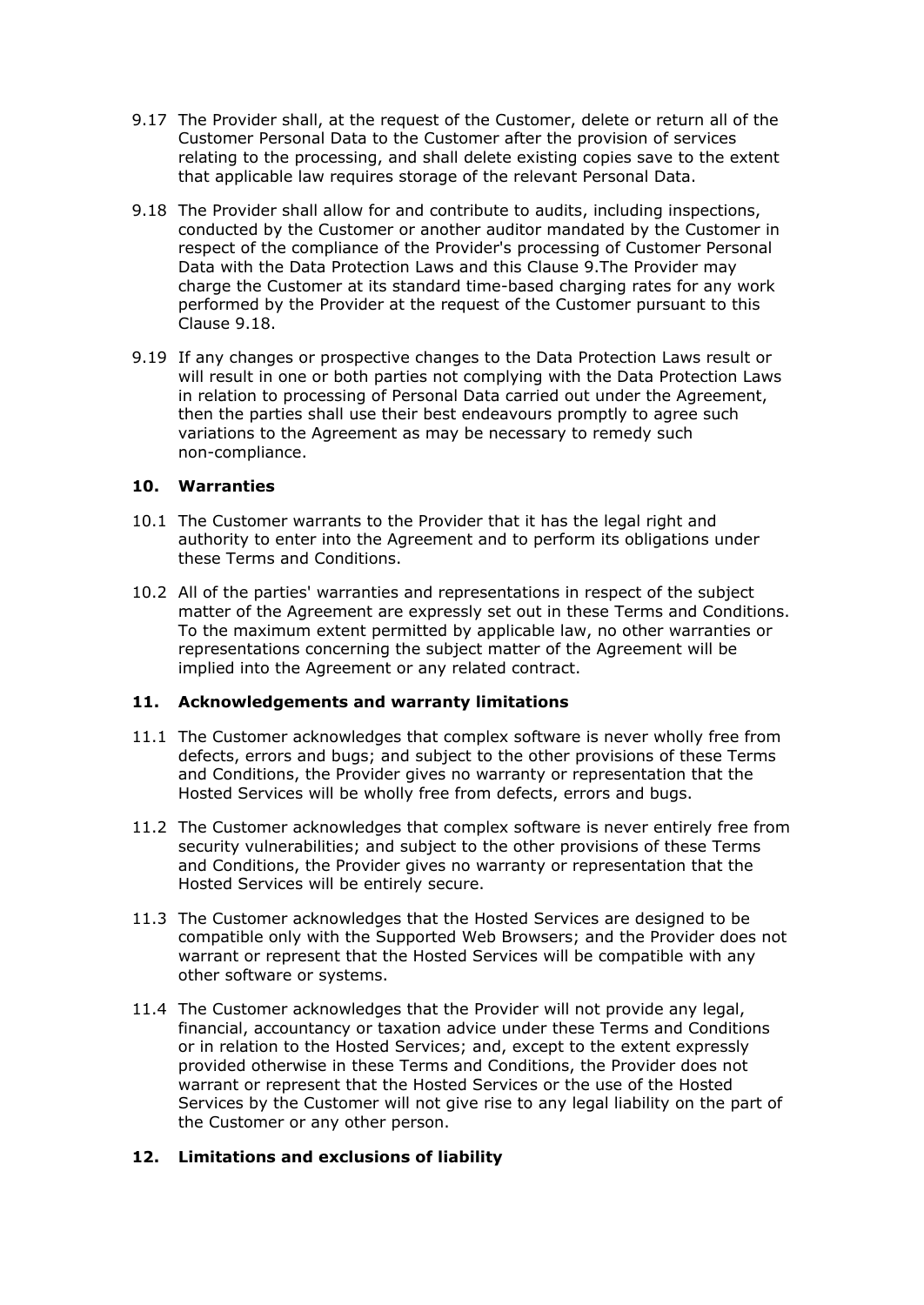9.17 The Provider shall, at the request of the Customer, delete or return all of the Customer Personal Data to the Customer after the provision of services relating to the processing, and shall delete existing copies save to the extent that applicable law requires storage of the relevant Personal Data.

9.18 The Provider shall allow for and contribute to audits, including inspections, conducted by the Customer or another auditor mandated by the Customer in respect of the compliance of the Provider's processing of Customer Personal Data with the Data Protection Laws and this Clause 9.The Provider may charge the Customer at its standard time-based charging rates for any work performed by the Provider at the request of the Customer pursuant to this Clause 9.18.

9.19 If any changes or prospective changes to the Data Protection Laws result or will result in one or both parties not complying with the Data Protection Laws in relation to processing of Personal Data carried out under the Agreement, then the parties shall use their best endeavours promptly to agree such variations to the Agreement as may be necessary to remedy such non-compliance.

## 10. Warranties

10.1 The Customer warrants to the Provider that it has the legal right and authority to enter into the Agreement and to perform its obligations under these Terms and Conditions.

10.2 All of the parties' warranties and representations in respect of the subject matter of the Agreement are expressly set out in these Terms and Conditions. To the maximum extent permitted by applicable law, no other warranties or representations concerning the subject matter of the Agreement will be implied into the Agreement or any related contract.

## 11. Acknowledgements and warranty limitations

11.1 The Customer acknowledges that complex software is never wholly free from defects, errors and bugs; and subject to the other provisions of these Terms and Conditions, the Provider gives no warranty or representation that the Hosted Services will be wholly free from defects, errors and bugs.

11.2 The Customer acknowledges that complex software is never entirely free from security vulnerabilities; and subject to the other provisions of these Terms and Conditions, the Provider gives no warranty or representation that the Hosted Services will be entirely secure.

11.3 The Customer acknowledges that the Hosted Services are designed to be compatible only with the Supported Web Browsers; and the Provider does not warrant or represent that the Hosted Services will be compatible with any other software or systems.

11.4 The Customer acknowledges that the Provider will not provide any legal, financial, accountancy or taxation advice under these Terms and Conditions or in relation to the Hosted Services; and, except to the extent expressly provided otherwise in these Terms and Conditions, the Provider does not warrant or represent that the Hosted Services or the use of the Hosted Services by the Customer will not give rise to any legal liability on the part of the Customer or any other person.

## 12. Limitations and exclusions of liability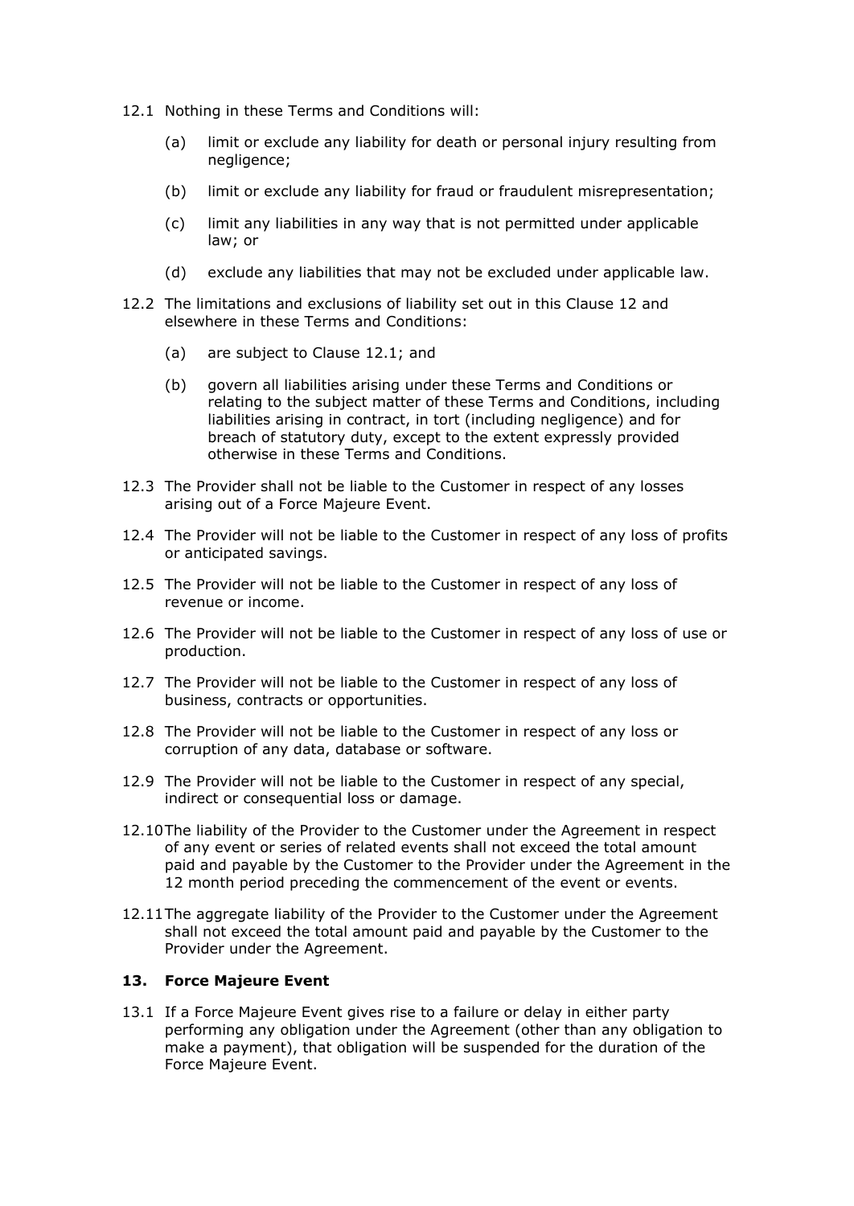12.1 Nothing in these Terms and Conditions will:

(a) limit or exclude any liability for death or personal injury resulting from negligence;

(b) limit or exclude any liability for fraud or fraudulent misrepresentation;

(c) limit any liabilities in any way that is not permitted under applicable law; or

(d) exclude any liabilities that may not be excluded under applicable law.

12.2 The limitations and exclusions of liability set out in this Clause 12 and elsewhere in these Terms and Conditions:

(a) are subject to Clause 12.1; and

(b) govern all liabilities arising under these Terms and Conditions or relating to the subject matter of these Terms and Conditions, including liabilities arising in contract, in tort (including negligence) and for breach of statutory duty, except to the extent expressly provided otherwise in these Terms and Conditions.

12.3 The Provider shall not be liable to the Customer in respect of any losses arising out of a Force Majeure Event.

12.4 The Provider will not be liable to the Customer in respect of any loss of profits or anticipated savings.

12.5 The Provider will not be liable to the Customer in respect of any loss of revenue or income.

12.6 The Provider will not be liable to the Customer in respect of any loss of use or production.

12.7 The Provider will not be liable to the Customer in respect of any loss of business, contracts or opportunities.

12.8 The Provider will not be liable to the Customer in respect of any loss or corruption of any data, database or software.

12.9 The Provider will not be liable to the Customer in respect of any special, indirect or consequential loss or damage.

12.10 The liability of the Provider to the Customer under the Agreement in respect of any event or series of related events shall not exceed the total amount paid and payable by the Customer to the Provider under the Agreement in the 12 month period preceding the commencement of the event or events.

12.11 The aggregate liability of the Provider to the Customer under the Agreement shall not exceed the total amount paid and payable by the Customer to the Provider under the Agreement.

## 13. Force Majeure Event

13.1 If a Force Majeure Event gives rise to a failure or delay in either party performing any obligation under the Agreement (other than any obligation to make a payment), that obligation will be suspended for the duration of the Force Majeure Event.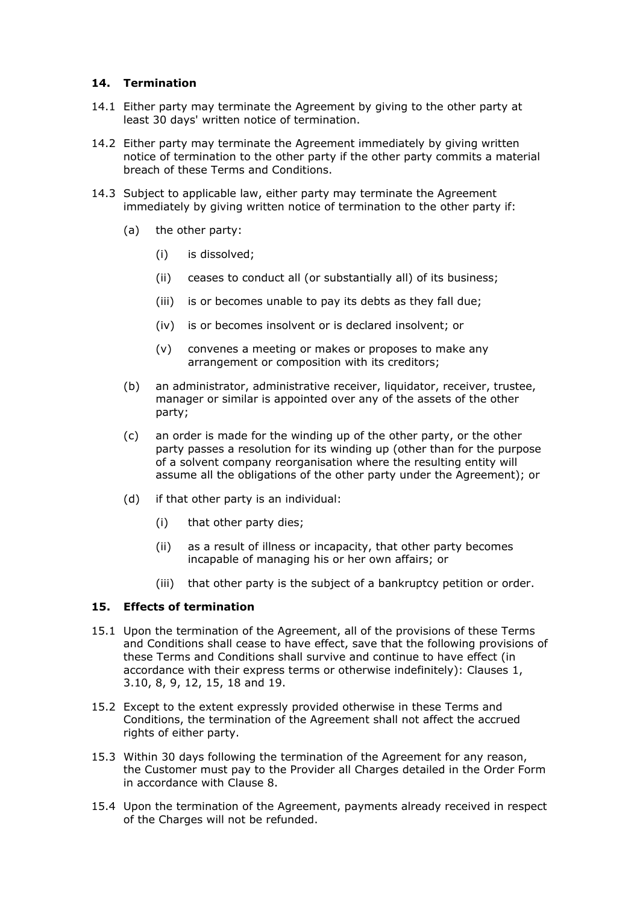## 14. Termination

14.1 Either party may terminate the Agreement by giving to the other party at least 30 days' written notice of termination.

14.2 Either party may terminate the Agreement immediately by giving written notice of termination to the other party if the other party commits a material breach of these Terms and Conditions.

14.3 Subject to applicable law, either party may terminate the Agreement immediately by giving written notice of termination to the other party if:

- (a) the other party:
  - (i) is dissolved;
  - (ii) ceases to conduct all (or substantially all) of its business;
  - (iii) is or becomes unable to pay its debts as they fall due;
  - (iv) is or becomes insolvent or is declared insolvent; or
  - (v) convenes a meeting or makes or proposes to make any arrangement or composition with its creditors;
- (b) an administrator, administrative receiver, liquidator, receiver, trustee, manager or similar is appointed over any of the assets of the other party;
- (c) an order is made for the winding up of the other party, or the other party passes a resolution for its winding up (other than for the purpose of a solvent company reorganisation where the resulting entity will assume all the obligations of the other party under the Agreement); or
- (d) if that other party is an individual:
  - (i) that other party dies;
  - (ii) as a result of illness or incapacity, that other party becomes incapable of managing his or her own affairs; or
  - (iii) that other party is the subject of a bankruptcy petition or order.

## 15. Effects of termination

15.1 Upon the termination of the Agreement, all of the provisions of these Terms and Conditions shall cease to have effect, save that the following provisions of these Terms and Conditions shall survive and continue to have effect (in accordance with their express terms or otherwise indefinitely): Clauses 1, 3.10, 8, 9, 12, 15, 18 and 19.

15.2 Except to the extent expressly provided otherwise in these Terms and Conditions, the termination of the Agreement shall not affect the accrued rights of either party.

15.3 Within 30 days following the termination of the Agreement for any reason, the Customer must pay to the Provider all Charges detailed in the Order Form in accordance with Clause 8.

15.4 Upon the termination of the Agreement, payments already received in respect of the Charges will not be refunded.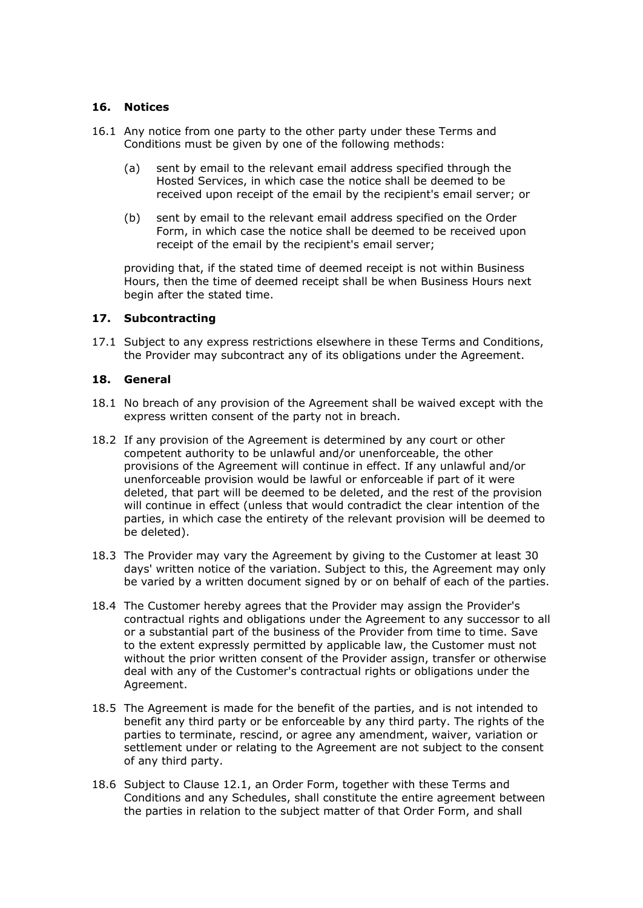## 16. Notices

16.1 Any notice from one party to the other party under these Terms and Conditions must be given by one of the following methods:

(a) sent by email to the relevant email address specified through the Hosted Services, in which case the notice shall be deemed to be received upon receipt of the email by the recipient's email server; or

(b) sent by email to the relevant email address specified on the Order Form, in which case the notice shall be deemed to be received upon receipt of the email by the recipient's email server;

providing that, if the stated time of deemed receipt is not within Business Hours, then the time of deemed receipt shall be when Business Hours next begin after the stated time.

## 17. Subcontracting

17.1 Subject to any express restrictions elsewhere in these Terms and Conditions, the Provider may subcontract any of its obligations under the Agreement.

## 18. General

18.1 No breach of any provision of the Agreement shall be waived except with the express written consent of the party not in breach.

18.2 If any provision of the Agreement is determined by any court or other competent authority to be unlawful and/or unenforceable, the other provisions of the Agreement will continue in effect. If any unlawful and/or unenforceable provision would be lawful or enforceable if part of it were deleted, that part will be deemed to be deleted, and the rest of the provision will continue in effect (unless that would contradict the clear intention of the parties, in which case the entirety of the relevant provision will be deemed to be deleted).

18.3 The Provider may vary the Agreement by giving to the Customer at least 30 days' written notice of the variation. Subject to this, the Agreement may only be varied by a written document signed by or on behalf of each of the parties.

18.4 The Customer hereby agrees that the Provider may assign the Provider's contractual rights and obligations under the Agreement to any successor to all or a substantial part of the business of the Provider from time to time. Save to the extent expressly permitted by applicable law, the Customer must not without the prior written consent of the Provider assign, transfer or otherwise deal with any of the Customer's contractual rights or obligations under the Agreement.

18.5 The Agreement is made for the benefit of the parties, and is not intended to benefit any third party or be enforceable by any third party. The rights of the parties to terminate, rescind, or agree any amendment, waiver, variation or settlement under or relating to the Agreement are not subject to the consent of any third party.

18.6 Subject to Clause 12.1, an Order Form, together with these Terms and Conditions and any Schedules, shall constitute the entire agreement between the parties in relation to the subject matter of that Order Form, and shall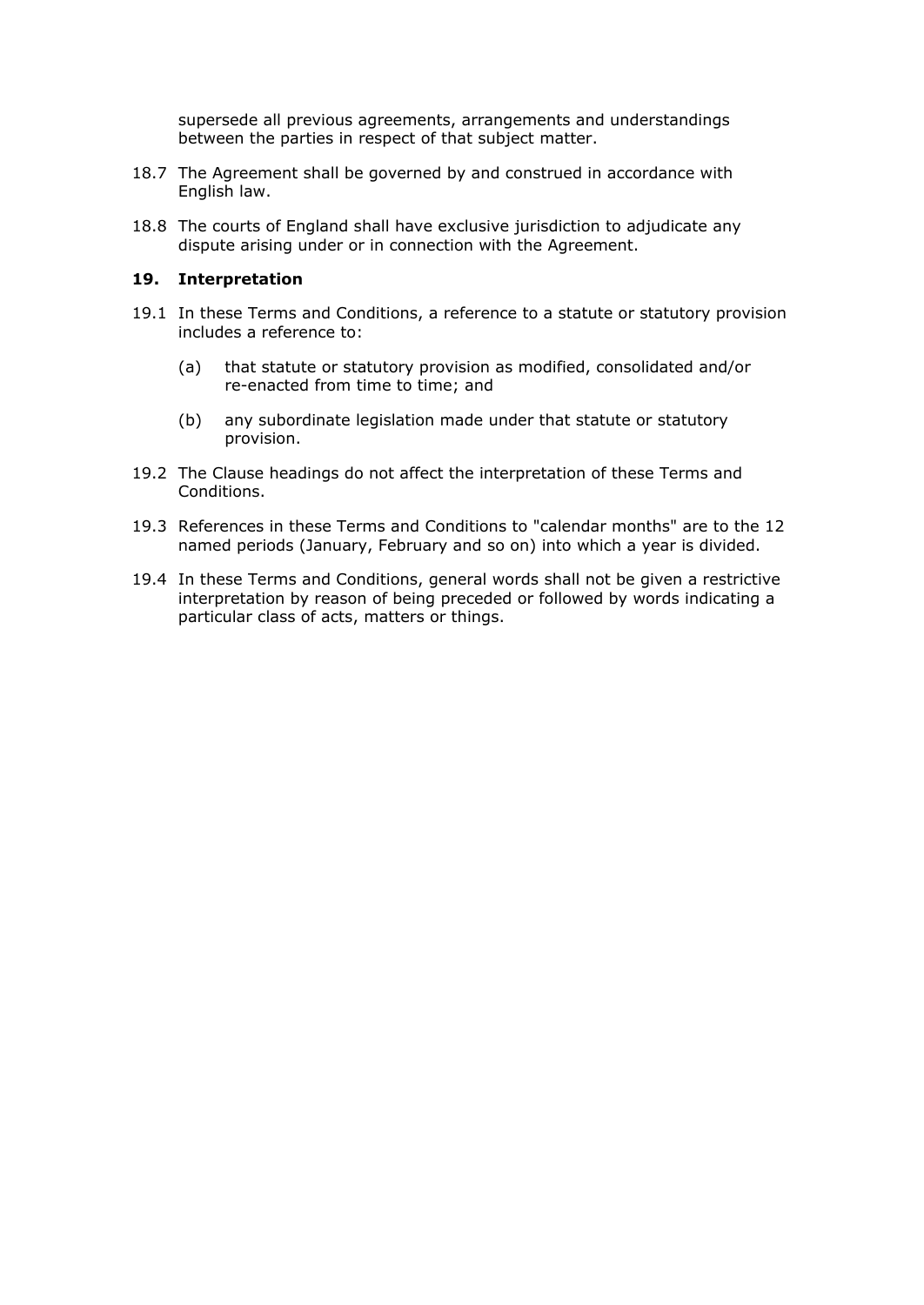supersede all previous agreements, arrangements and understandings between the parties in respect of that subject matter.

18.7 The Agreement shall be governed by and construed in accordance with English law.

18.8 The courts of England shall have exclusive jurisdiction to adjudicate any dispute arising under or in connection with the Agreement.

## 19. Interpretation

19.1 In these Terms and Conditions, a reference to a statute or statutory provision includes a reference to:

(a) that statute or statutory provision as modified, consolidated and/or re-enacted from time to time; and

(b) any subordinate legislation made under that statute or statutory provision.

19.2 The Clause headings do not affect the interpretation of these Terms and Conditions.

19.3 References in these Terms and Conditions to "calendar months" are to the 12 named periods (January, February and so on) into which a year is divided.

19.4 In these Terms and Conditions, general words shall not be given a restrictive interpretation by reason of being preceded or followed by words indicating a particular class of acts, matters or things.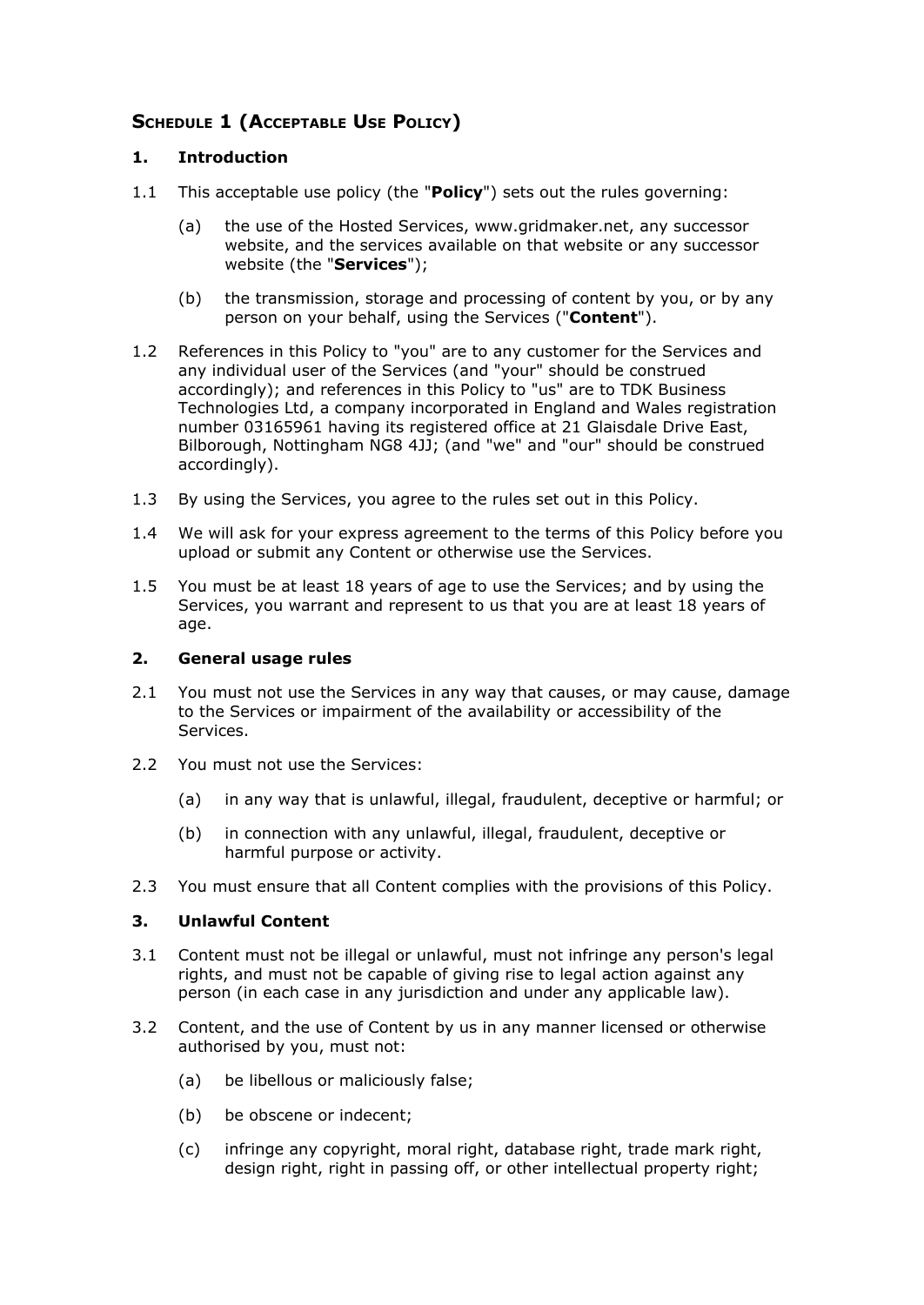## SCHEDULE 1 (ACCEPTABLE USE POLICY)

### 1. Introduction

1.1 This acceptable use policy (the "**Policy**") sets out the rules governing:

(a) the use of the Hosted Services, www.gridmaker.net, any successor website, and the services available on that website or any successor website (the "**Services**");

(b) the transmission, storage and processing of content by you, or by any person on your behalf, using the Services ("**Content**").

1.2 References in this Policy to "you" are to any customer for the Services and any individual user of the Services (and "your" should be construed accordingly); and references in this Policy to "us" are to TDK Business Technologies Ltd, a company incorporated in England and Wales registration number 03165961 having its registered office at 21 Glaisdale Drive East, Bilborough, Nottingham NG8 4JJ; (and "we" and "our" should be construed accordingly).

1.3 By using the Services, you agree to the rules set out in this Policy.

1.4 We will ask for your express agreement to the terms of this Policy before you upload or submit any Content or otherwise use the Services.

1.5 You must be at least 18 years of age to use the Services; and by using the Services, you warrant and represent to us that you are at least 18 years of age.

### 2. General usage rules

2.1 You must not use the Services in any way that causes, or may cause, damage to the Services or impairment of the availability or accessibility of the Services.

2.2 You must not use the Services:

(a) in any way that is unlawful, illegal, fraudulent, deceptive or harmful; or

(b) in connection with any unlawful, illegal, fraudulent, deceptive or harmful purpose or activity.

2.3 You must ensure that all Content complies with the provisions of this Policy.

### 3. Unlawful Content

3.1 Content must not be illegal or unlawful, must not infringe any person's legal rights, and must not be capable of giving rise to legal action against any person (in each case in any jurisdiction and under any applicable law).

3.2 Content, and the use of Content by us in any manner licensed or otherwise authorised by you, must not:

(a) be libellous or maliciously false;

(b) be obscene or indecent;

(c) infringe any copyright, moral right, database right, trade mark right, design right, right in passing off, or other intellectual property right;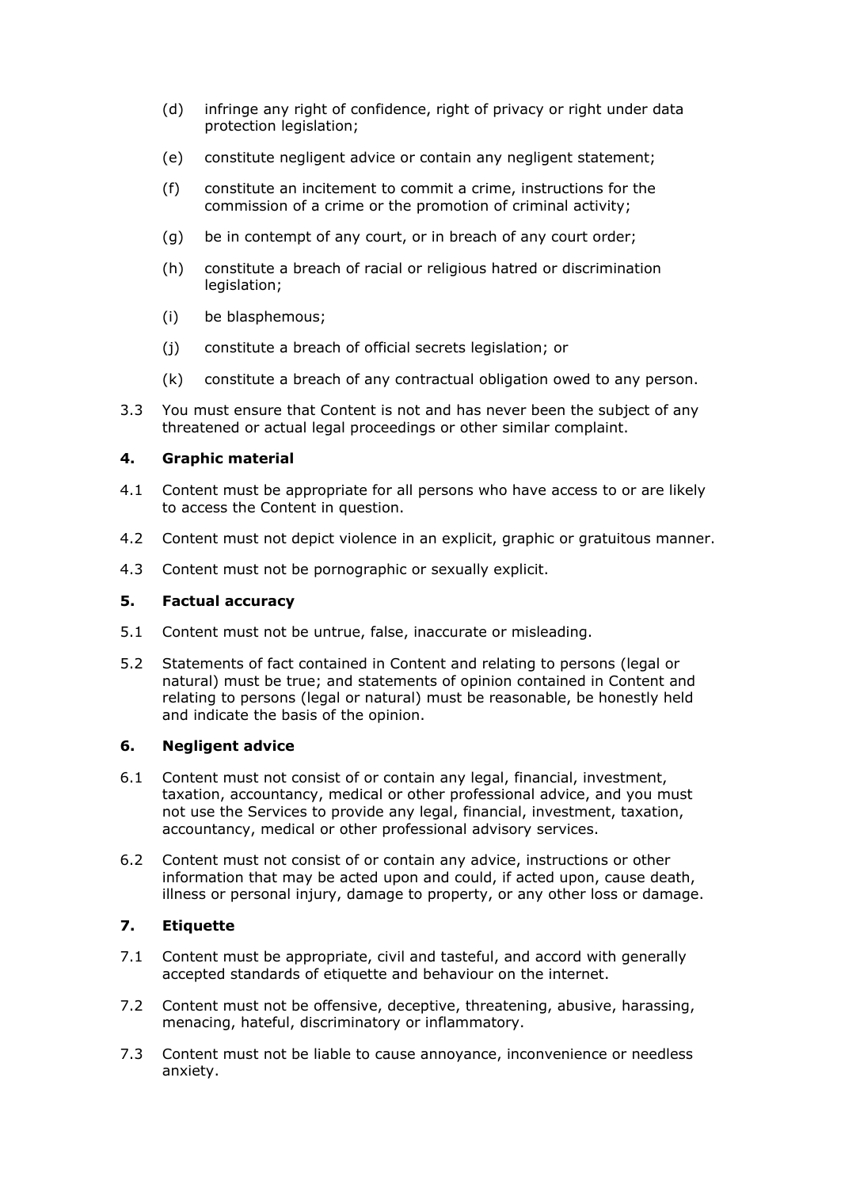(d) infringe any right of confidence, right of privacy or right under data protection legislation;

(e) constitute negligent advice or contain any negligent statement;

(f) constitute an incitement to commit a crime, instructions for the commission of a crime or the promotion of criminal activity;

(g) be in contempt of any court, or in breach of any court order;

(h) constitute a breach of racial or religious hatred or discrimination legislation;

(i) be blasphemous;

(j) constitute a breach of official secrets legislation; or

(k) constitute a breach of any contractual obligation owed to any person.

3.3 You must ensure that Content is not and has never been the subject of any threatened or actual legal proceedings or other similar complaint.

## 4. Graphic material

4.1 Content must be appropriate for all persons who have access to or are likely to access the Content in question.

4.2 Content must not depict violence in an explicit, graphic or gratuitous manner.

4.3 Content must not be pornographic or sexually explicit.

## 5. Factual accuracy

5.1 Content must not be untrue, false, inaccurate or misleading.

5.2 Statements of fact contained in Content and relating to persons (legal or natural) must be true; and statements of opinion contained in Content and relating to persons (legal or natural) must be reasonable, be honestly held and indicate the basis of the opinion.

## 6. Negligent advice

6.1 Content must not consist of or contain any legal, financial, investment, taxation, accountancy, medical or other professional advice, and you must not use the Services to provide any legal, financial, investment, taxation, accountancy, medical or other professional advisory services.

6.2 Content must not consist of or contain any advice, instructions or other information that may be acted upon and could, if acted upon, cause death, illness or personal injury, damage to property, or any other loss or damage.

## 7. Etiquette

7.1 Content must be appropriate, civil and tasteful, and accord with generally accepted standards of etiquette and behaviour on the internet.

7.2 Content must not be offensive, deceptive, threatening, abusive, harassing, menacing, hateful, discriminatory or inflammatory.

7.3 Content must not be liable to cause annoyance, inconvenience or needless anxiety.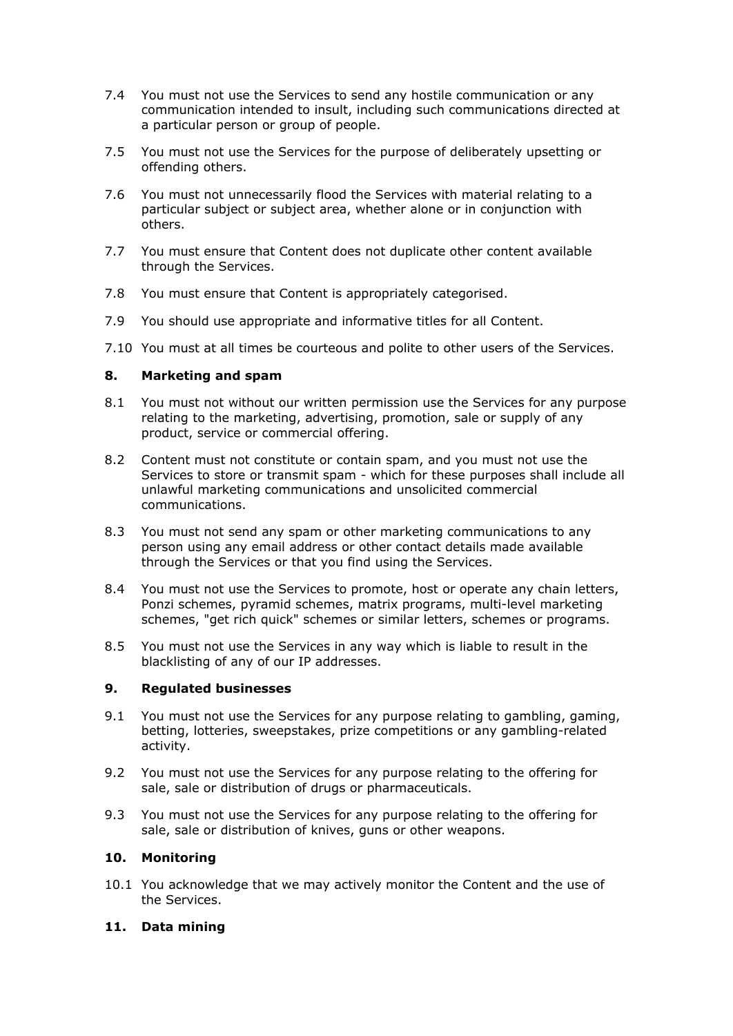7.4 You must not use the Services to send any hostile communication or any communication intended to insult, including such communications directed at a particular person or group of people.

7.5 You must not use the Services for the purpose of deliberately upsetting or offending others.

7.6 You must not unnecessarily flood the Services with material relating to a particular subject or subject area, whether alone or in conjunction with others.

7.7 You must ensure that Content does not duplicate other content available through the Services.

7.8 You must ensure that Content is appropriately categorised.

7.9 You should use appropriate and informative titles for all Content.

7.10 You must at all times be courteous and polite to other users of the Services.

**8. Marketing and spam**

8.1 You must not without our written permission use the Services for any purpose relating to the marketing, advertising, promotion, sale or supply of any product, service or commercial offering.

8.2 Content must not constitute or contain spam, and you must not use the Services to store or transmit spam - which for these purposes shall include all unlawful marketing communications and unsolicited commercial communications.

8.3 You must not send any spam or other marketing communications to any person using any email address or other contact details made available through the Services or that you find using the Services.

8.4 You must not use the Services to promote, host or operate any chain letters, Ponzi schemes, pyramid schemes, matrix programs, multi-level marketing schemes, "get rich quick" schemes or similar letters, schemes or programs.

8.5 You must not use the Services in any way which is liable to result in the blacklisting of any of our IP addresses.

**9. Regulated businesses**

9.1 You must not use the Services for any purpose relating to gambling, gaming, betting, lotteries, sweepstakes, prize competitions or any gambling-related activity.

9.2 You must not use the Services for any purpose relating to the offering for sale, sale or distribution of drugs or pharmaceuticals.

9.3 You must not use the Services for any purpose relating to the offering for sale, sale or distribution of knives, guns or other weapons.

**10. Monitoring**

10.1 You acknowledge that we may actively monitor the Content and the use of the Services.

**11. Data mining**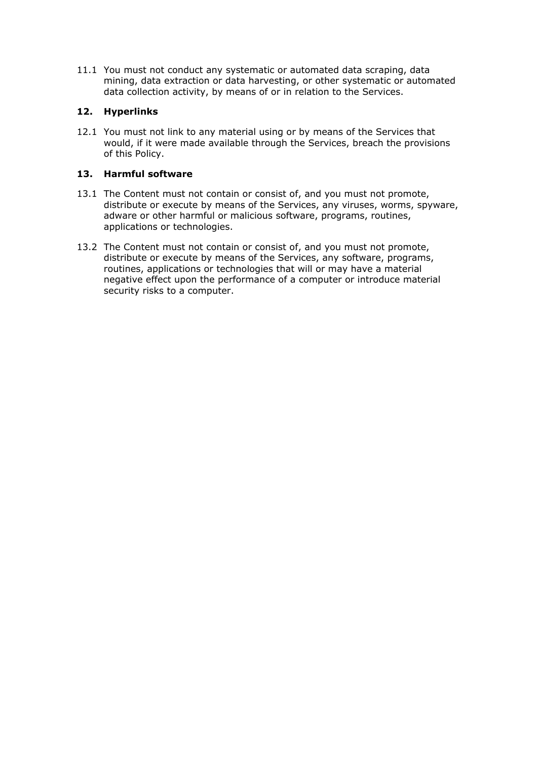11.1 You must not conduct any systematic or automated data scraping, data mining, data extraction or data harvesting, or other systematic or automated data collection activity, by means of or in relation to the Services.

## 12. Hyperlinks

12.1 You must not link to any material using or by means of the Services that would, if it were made available through the Services, breach the provisions of this Policy.

## 13. Harmful software

13.1 The Content must not contain or consist of, and you must not promote, distribute or execute by means of the Services, any viruses, worms, spyware, adware or other harmful or malicious software, programs, routines, applications or technologies.

13.2 The Content must not contain or consist of, and you must not promote, distribute or execute by means of the Services, any software, programs, routines, applications or technologies that will or may have a material negative effect upon the performance of a computer or introduce material security risks to a computer.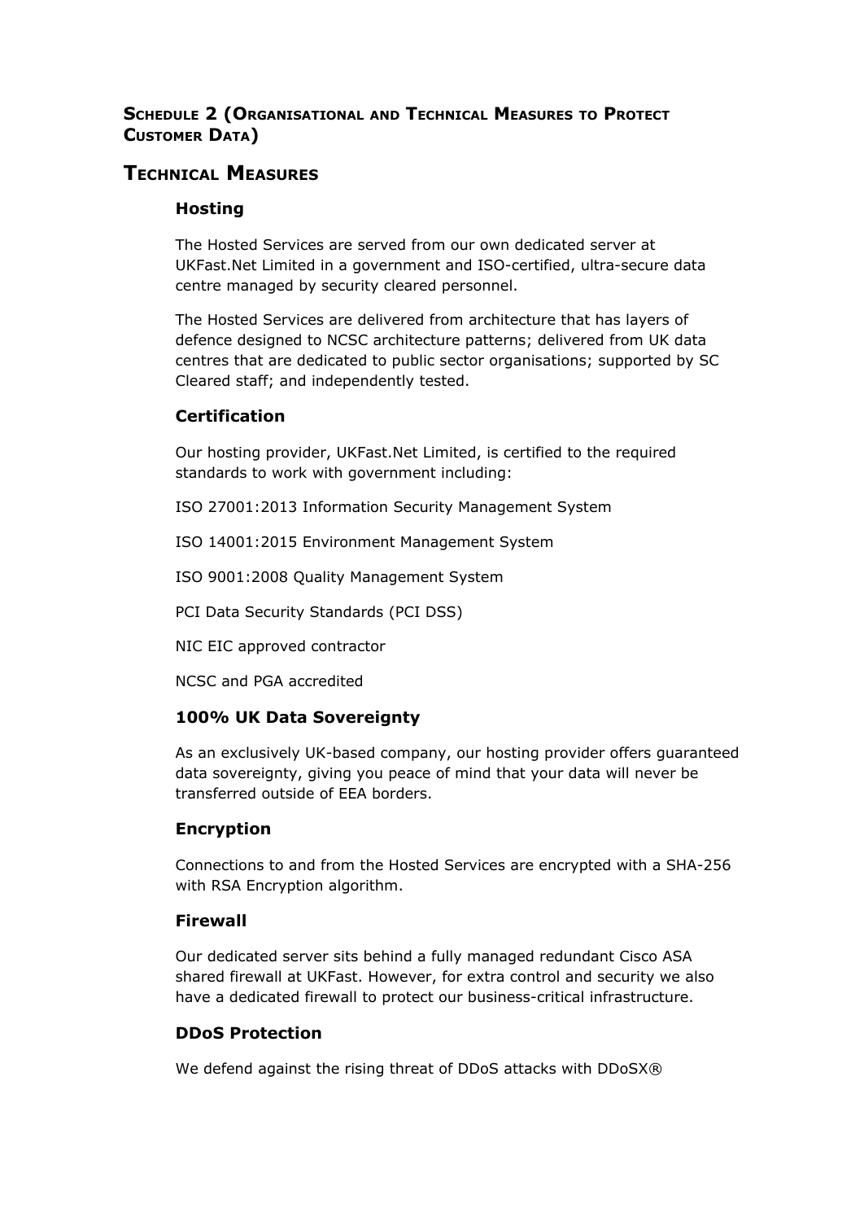## Schedule 2 (Organisational and Technical Measures to Protect Customer Data)

## Technical Measures

### Hosting

The Hosted Services are served from our own dedicated server at UKFast.Net Limited in a government and ISO-certified, ultra-secure data centre managed by security cleared personnel.

The Hosted Services are delivered from architecture that has layers of defence designed to NCSC architecture patterns; delivered from UK data centres that are dedicated to public sector organisations; supported by SC Cleared staff; and independently tested.

### Certification

Our hosting provider, UKFast.Net Limited, is certified to the required standards to work with government including:

ISO 27001:2013 Information Security Management System

ISO 14001:2015 Environment Management System

ISO 9001:2008 Quality Management System

PCI Data Security Standards (PCI DSS)

NIC EIC approved contractor

NCSC and PGA accredited

### 100% UK Data Sovereignty

As an exclusively UK-based company, our hosting provider offers guaranteed data sovereignty, giving you peace of mind that your data will never be transferred outside of EEA borders.

### Encryption

Connections to and from the Hosted Services are encrypted with a SHA-256 with RSA Encryption algorithm.

### Firewall

Our dedicated server sits behind a fully managed redundant Cisco ASA shared firewall at UKFast. However, for extra control and security we also have a dedicated firewall to protect our business-critical infrastructure.

### DDoS Protection

We defend against the rising threat of DDoS attacks with DDoSX®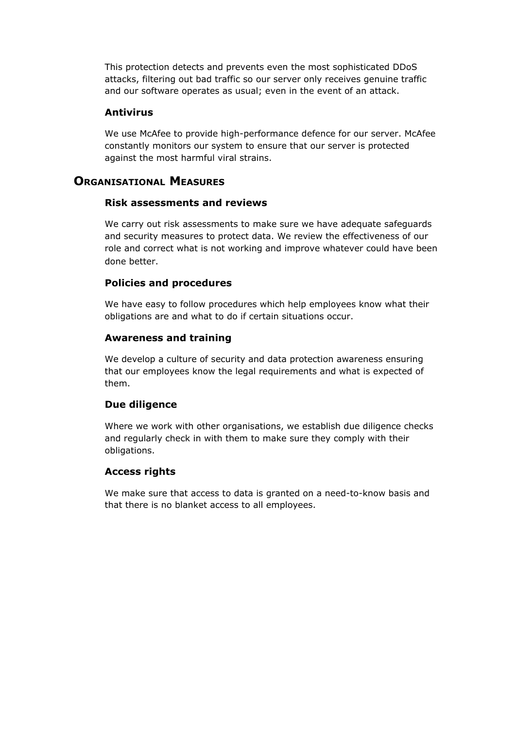This protection detects and prevents even the most sophisticated DDoS attacks, filtering out bad traffic so our server only receives genuine traffic and our software operates as usual; even in the event of an attack.

### Antivirus

We use McAfee to provide high-performance defence for our server. McAfee constantly monitors our system to ensure that our server is protected against the most harmful viral strains.

## Organisational Measures

### Risk assessments and reviews

We carry out risk assessments to make sure we have adequate safeguards and security measures to protect data. We review the effectiveness of our role and correct what is not working and improve whatever could have been done better.

### Policies and procedures

We have easy to follow procedures which help employees know what their obligations are and what to do if certain situations occur.

### Awareness and training

We develop a culture of security and data protection awareness ensuring that our employees know the legal requirements and what is expected of them.

### Due diligence

Where we work with other organisations, we establish due diligence checks and regularly check in with them to make sure they comply with their obligations.

### Access rights

We make sure that access to data is granted on a need-to-know basis and that there is no blanket access to all employees.